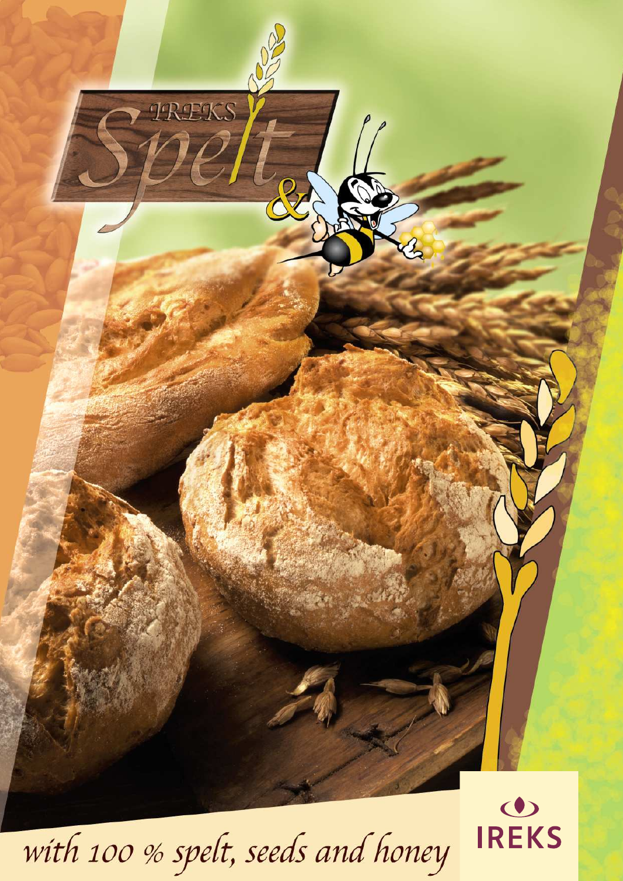IREKS Spelt &

with 100 % spelt, seeds and honey

IREKS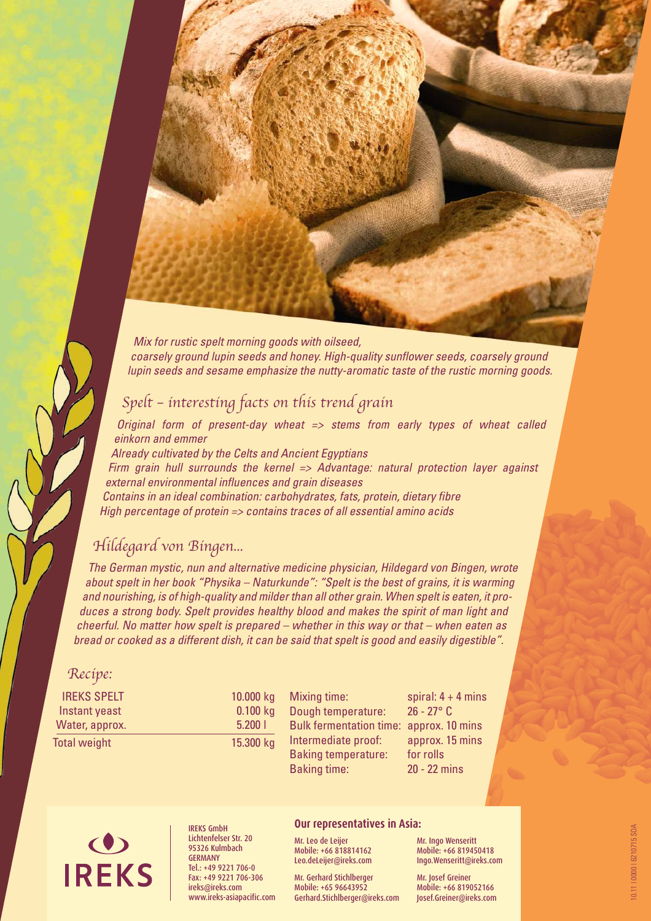*Mix for rustic spelt morning goods with oilseed, coarsely ground lupin seeds and honey. High-quality sunflower seeds, coarsely ground lupin seeds and sesame emphasize the nutty-aromatic taste of the rustic morning goods.*

## Spelt – interesting facts on this trend grain

*Original form of present-day wheat => stems from early types of wheat called einkorn and emmer*

*Already cultivated by the Celts and Ancient Egyptians*

*Firm grain hull surrounds the kernel => Advantage: natural protection layer against external environmental influences and grain diseases*

*Contains in an ideal combination: carbohydrates, fats, protein, dietary fibre*

*High percentage of protein => contains traces of all essential amino acids*

## Hildegard von Bingen...

*The German mystic, nun and alternative medicine physician, Hildegard von Bingen, wrote about spelt in her book "Physika – Naturkunde": "Spelt is the best of grains, it is warming and nourishing, is of high-quality and milder than all other grain. When spelt is eaten, it produces a strong body. Spelt provides healthy blood and makes the spirit of man light and cheerful. No matter how spelt is prepared – whether in this way or that – when eaten as bread or cooked as a different dish, it can be said that spelt is good and easily digestible".*

## Recipe:

| | |
|---|---|
| IREKS SPELT | 10.000 kg |
| Instant yeast | 0.100 kg |
| Water, approx. | 5.200 l |
| Total weight | 15.300 kg |

| | |
|---|---|
| Mixing time: | spiral: 4 + 4 mins |
| Dough temperature: | 26 - 27° C |
| Bulk fermentation time: | approx. 10 mins |
| Intermediate proof: | approx. 15 mins |
| Baking temperature: | for rolls |
| Baking time: | 20 - 22 mins |

IREKS

IREKS GmbH
Lichtenfelser Str. 20
95326 Kulmbach
GERMANY
Tel.: +49 9221 706-0
Fax: +49 9221 706-306
ireks@ireks.com
www.ireks-asiapacific.com

### Our representatives in Asia:

Mr. Leo de Leijer
Mobile: +66 818814162
Leo.deLeijer@ireks.com

Mr. Gerhard Stichlberger
Mobile: +65 96643952
Gerhard.Stichlberger@ireks.com

Mr. Ingo Wenseritt
Mobile: +66 819450418
Ingo.Wenseritt@ireks.com

Mr. Josef Greiner
Mobile: +66 819052166
Josef.Greiner@ireks.com

10.11 | 0000 | 621071 5 SOA